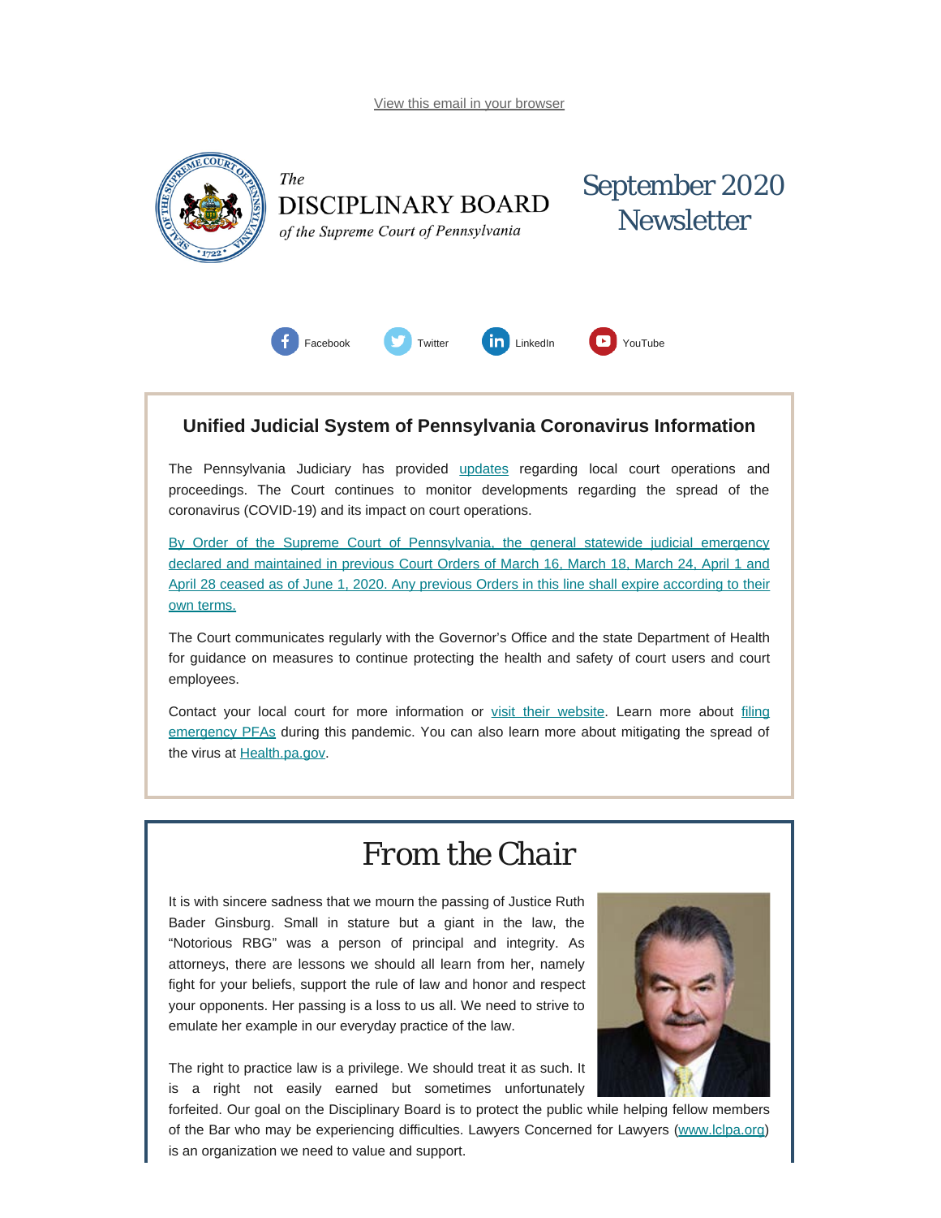View this email in your browser

The
DISCIPLINARY BOARD
*of the Supreme Court of Pennsylvania*

# September 2020 Newsletter

Facebook Twitter LinkedIn YouTube

## Unified Judicial System of Pennsylvania Coronavirus Information

The Pennsylvania Judiciary has provided updates regarding local court operations and proceedings. The Court continues to monitor developments regarding the spread of the coronavirus (COVID-19) and its impact on court operations.

By Order of the Supreme Court of Pennsylvania, the general statewide judicial emergency declared and maintained in previous Court Orders of March 16, March 18, March 24, April 1 and April 28 ceased as of June 1, 2020. Any previous Orders in this line shall expire according to their own terms.

The Court communicates regularly with the Governor's Office and the state Department of Health for guidance on measures to continue protecting the health and safety of court users and court employees.

Contact your local court for more information or visit their website. Learn more about filing emergency PFAs during this pandemic. You can also learn more about mitigating the spread of the virus at Health.pa.gov.

# From the Chair

It is with sincere sadness that we mourn the passing of Justice Ruth Bader Ginsburg. Small in stature but a giant in the law, the "Notorious RBG" was a person of principal and integrity. As attorneys, there are lessons we should all learn from her, namely fight for your beliefs, support the rule of law and honor and respect your opponents. Her passing is a loss to us all. We need to strive to emulate her example in our everyday practice of the law.

The right to practice law is a privilege. We should treat it as such. It is a right not easily earned but sometimes unfortunately forfeited. Our goal on the Disciplinary Board is to protect the public while helping fellow members of the Bar who may be experiencing difficulties. Lawyers Concerned for Lawyers (www.lclpa.org) is an organization we need to value and support.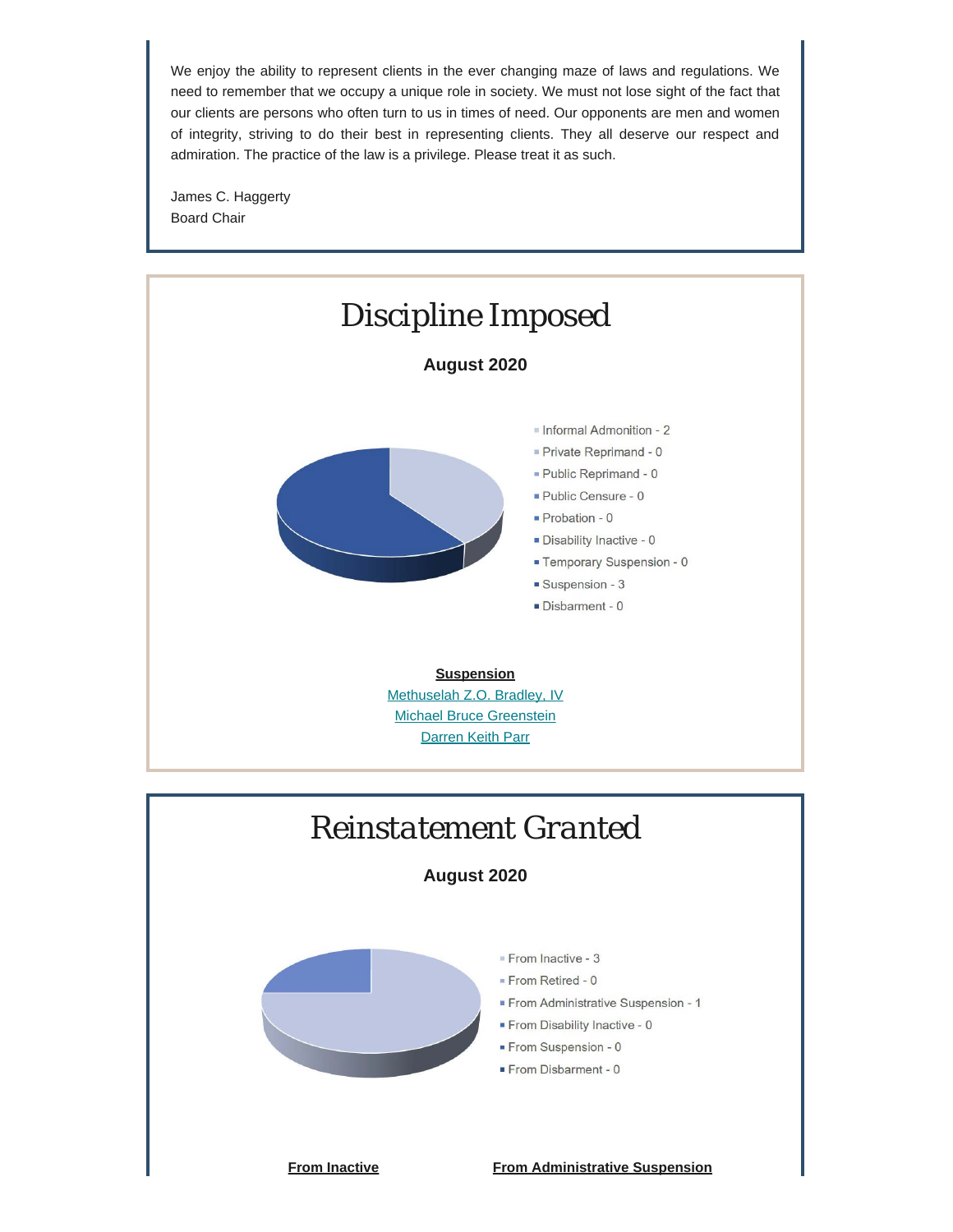We enjoy the ability to represent clients in the ever changing maze of laws and regulations. We need to remember that we occupy a unique role in society. We must not lose sight of the fact that our clients are persons who often turn to us in times of need. Our opponents are men and women of integrity, striving to do their best in representing clients. They all deserve our respect and admiration. The practice of the law is a privilege. Please treat it as such.

James C. Haggerty
Board Chair

# Discipline Imposed

**August 2020**

- Informal Admonition - 2
- Private Reprimand - 0
- Public Reprimand - 0
- Public Censure - 0
- Probation - 0
- Disability Inactive - 0
- Temporary Suspension - 0
- Suspension - 3
- Disbarment - 0

**Suspension**

Methuselah Z.O. Bradley, IV
Michael Bruce Greenstein
Darren Keith Parr

# Reinstatement Granted

**August 2020**

- From Inactive - 3
- From Retired - 0
- From Administrative Suspension - 1
- From Disability Inactive - 0
- From Suspension - 0
- From Disbarment - 0

**From Inactive**

**From Administrative Suspension**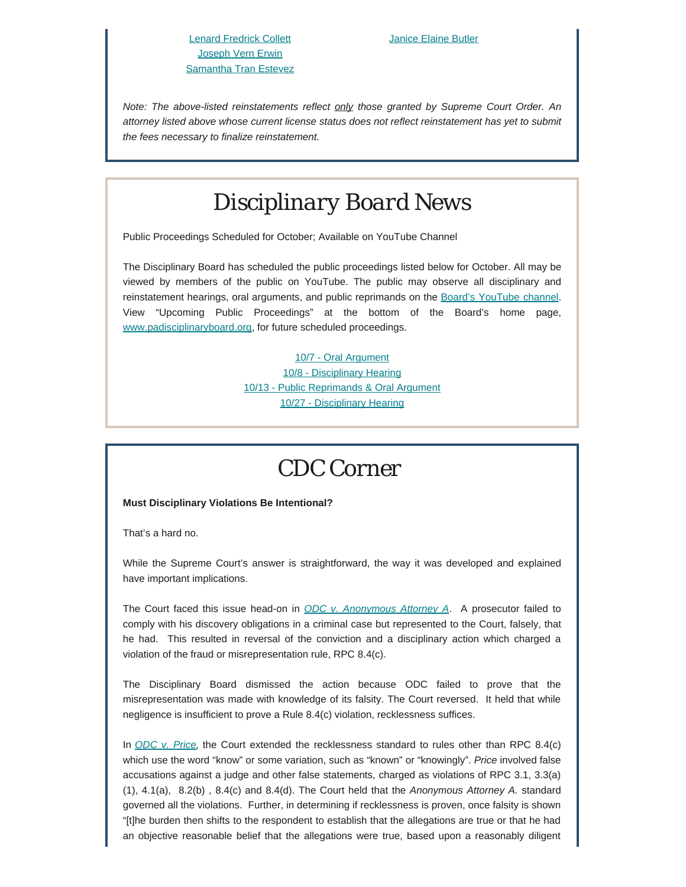Lenard Fredrick Collett
Joseph Vern Erwin
Samantha Tran Estevez

Janice Elaine Butler

*Note: The above-listed reinstatements reflect only those granted by Supreme Court Order. An attorney listed above whose current license status does not reflect reinstatement has yet to submit the fees necessary to finalize reinstatement.*

# Disciplinary Board News

Public Proceedings Scheduled for October; Available on YouTube Channel

The Disciplinary Board has scheduled the public proceedings listed below for October. All may be viewed by members of the public on YouTube. The public may observe all disciplinary and reinstatement hearings, oral arguments, and public reprimands on the Board's YouTube channel. View "Upcoming Public Proceedings" at the bottom of the Board's home page, www.padisciplinaryboard.org, for future scheduled proceedings.

10/7 - Oral Argument
10/8 - Disciplinary Hearing
10/13 - Public Reprimands & Oral Argument
10/27 - Disciplinary Hearing

# CDC Corner

**Must Disciplinary Violations Be Intentional?**

That's a hard no.

While the Supreme Court's answer is straightforward, the way it was developed and explained have important implications.

The Court faced this issue head-on in *ODC v. Anonymous Attorney A*. A prosecutor failed to comply with his discovery obligations in a criminal case but represented to the Court, falsely, that he had. This resulted in reversal of the conviction and a disciplinary action which charged a violation of the fraud or misrepresentation rule, RPC 8.4(c).

The Disciplinary Board dismissed the action because ODC failed to prove that the misrepresentation was made with knowledge of its falsity. The Court reversed. It held that while negligence is insufficient to prove a Rule 8.4(c) violation, recklessness suffices.

In *ODC v. Price*, the Court extended the recklessness standard to rules other than RPC 8.4(c) which use the word "know" or some variation, such as "known" or "knowingly". *Price* involved false accusations against a judge and other false statements, charged as violations of RPC 3.1, 3.3(a)(1), 4.1(a), 8.2(b) , 8.4(c) and 8.4(d). The Court held that the *Anonymous Attorney A.* standard governed all the violations. Further, in determining if recklessness is proven, once falsity is shown "[t]he burden then shifts to the respondent to establish that the allegations are true or that he had an objective reasonable belief that the allegations were true, based upon a reasonably diligent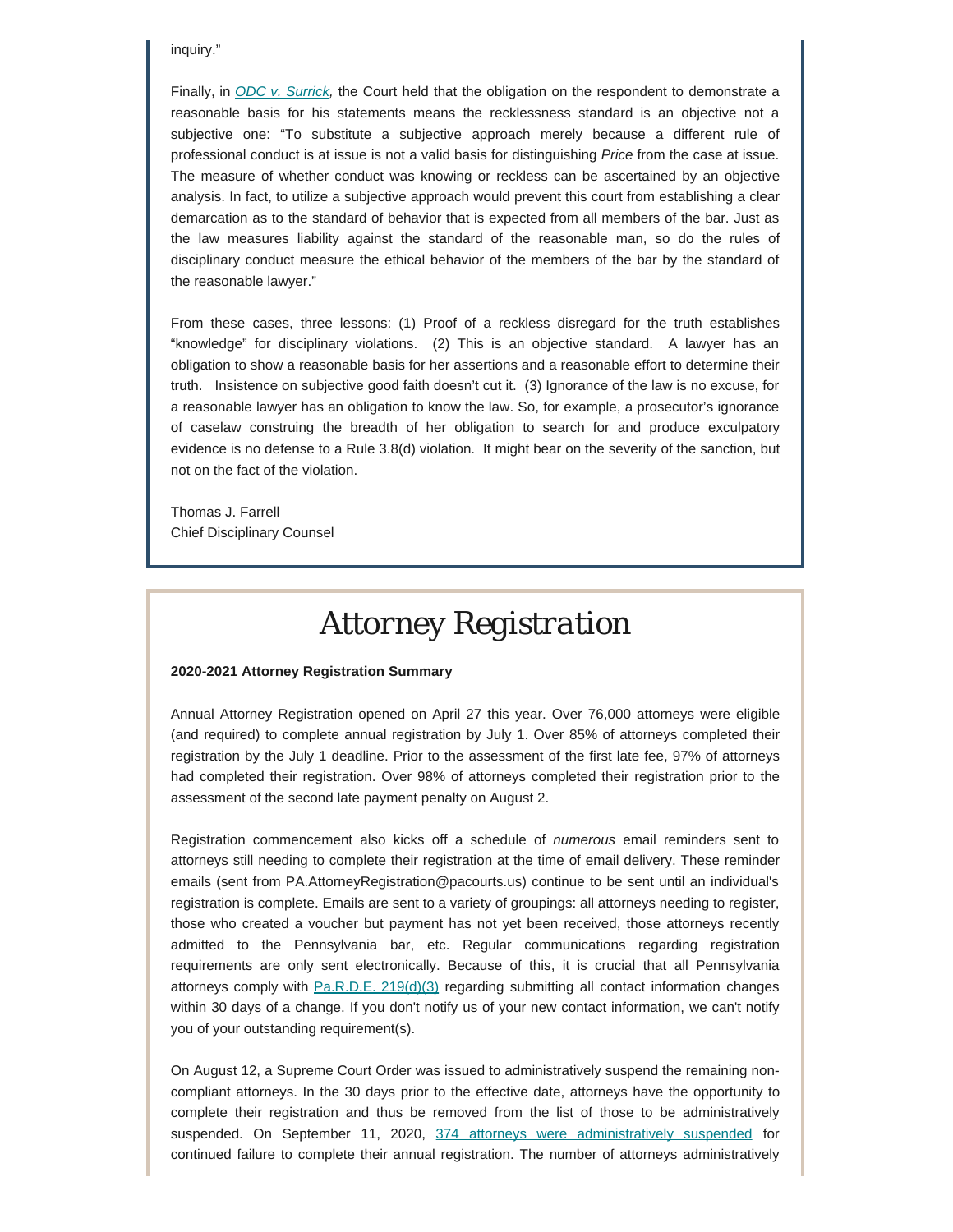inquiry."

Finally, in *ODC v. Surrick,* the Court held that the obligation on the respondent to demonstrate a reasonable basis for his statements means the recklessness standard is an objective not a subjective one: "To substitute a subjective approach merely because a different rule of professional conduct is at issue is not a valid basis for distinguishing *Price* from the case at issue. The measure of whether conduct was knowing or reckless can be ascertained by an objective analysis. In fact, to utilize a subjective approach would prevent this court from establishing a clear demarcation as to the standard of behavior that is expected from all members of the bar. Just as the law measures liability against the standard of the reasonable man, so do the rules of disciplinary conduct measure the ethical behavior of the members of the bar by the standard of the reasonable lawyer."

From these cases, three lessons: (1) Proof of a reckless disregard for the truth establishes "knowledge" for disciplinary violations. (2) This is an objective standard. A lawyer has an obligation to show a reasonable basis for her assertions and a reasonable effort to determine their truth. Insistence on subjective good faith doesn't cut it. (3) Ignorance of the law is no excuse, for a reasonable lawyer has an obligation to know the law. So, for example, a prosecutor's ignorance of caselaw construing the breadth of her obligation to search for and produce exculpatory evidence is no defense to a Rule 3.8(d) violation. It might bear on the severity of the sanction, but not on the fact of the violation.

Thomas J. Farrell
Chief Disciplinary Counsel

# *Attorney Registration*

**2020-2021 Attorney Registration Summary**

Annual Attorney Registration opened on April 27 this year. Over 76,000 attorneys were eligible (and required) to complete annual registration by July 1. Over 85% of attorneys completed their registration by the July 1 deadline. Prior to the assessment of the first late fee, 97% of attorneys had completed their registration. Over 98% of attorneys completed their registration prior to the assessment of the second late payment penalty on August 2.

Registration commencement also kicks off a schedule of *numerous* email reminders sent to attorneys still needing to complete their registration at the time of email delivery. These reminder emails (sent from PA.AttorneyRegistration@pacourts.us) continue to be sent until an individual's registration is complete. Emails are sent to a variety of groupings: all attorneys needing to register, those who created a voucher but payment has not yet been received, those attorneys recently admitted to the Pennsylvania bar, etc. Regular communications regarding registration requirements are only sent electronically. Because of this, it is crucial that all Pennsylvania attorneys comply with Pa.R.D.E. 219(d)(3) regarding submitting all contact information changes within 30 days of a change. If you don't notify us of your new contact information, we can't notify you of your outstanding requirement(s).

On August 12, a Supreme Court Order was issued to administratively suspend the remaining non-compliant attorneys. In the 30 days prior to the effective date, attorneys have the opportunity to complete their registration and thus be removed from the list of those to be administratively suspended. On September 11, 2020, 374 attorneys were administratively suspended for continued failure to complete their annual registration. The number of attorneys administratively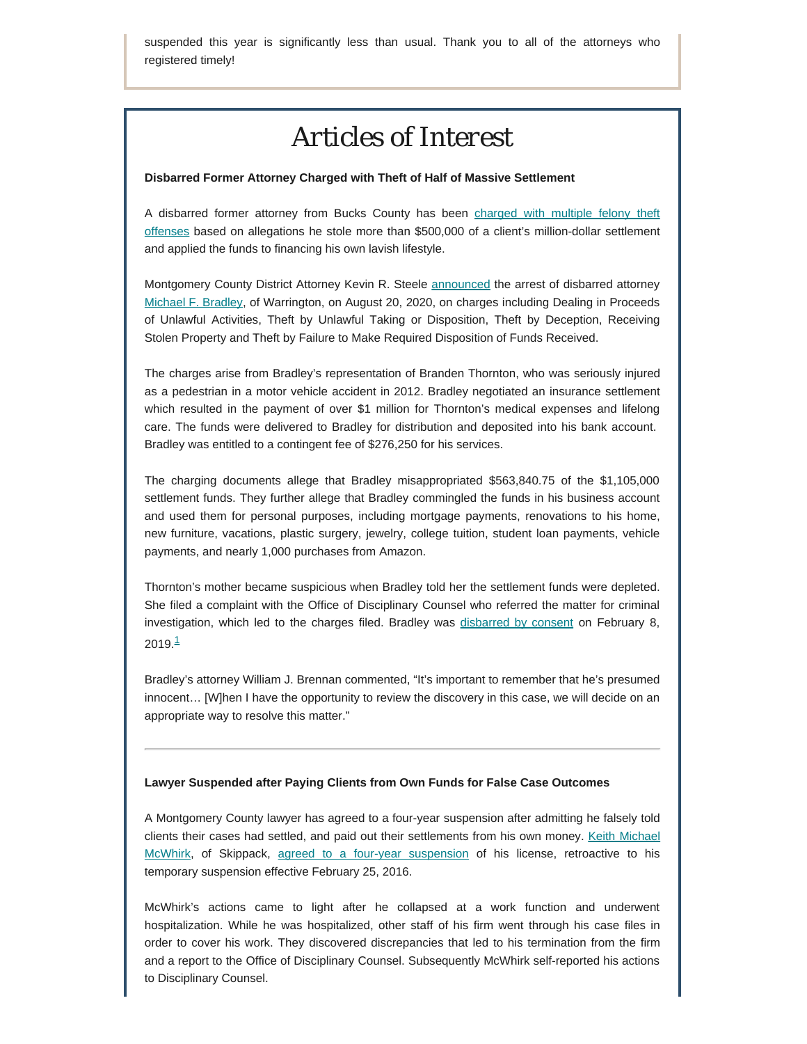suspended this year is significantly less than usual. Thank you to all of the attorneys who registered timely!

# Articles of Interest

**Disbarred Former Attorney Charged with Theft of Half of Massive Settlement**

A disbarred former attorney from Bucks County has been charged with multiple felony theft offenses based on allegations he stole more than $500,000 of a client's million-dollar settlement and applied the funds to financing his own lavish lifestyle.

Montgomery County District Attorney Kevin R. Steele announced the arrest of disbarred attorney Michael F. Bradley, of Warrington, on August 20, 2020, on charges including Dealing in Proceeds of Unlawful Activities, Theft by Unlawful Taking or Disposition, Theft by Deception, Receiving Stolen Property and Theft by Failure to Make Required Disposition of Funds Received.

The charges arise from Bradley's representation of Branden Thornton, who was seriously injured as a pedestrian in a motor vehicle accident in 2012. Bradley negotiated an insurance settlement which resulted in the payment of over $1 million for Thornton's medical expenses and lifelong care. The funds were delivered to Bradley for distribution and deposited into his bank account. Bradley was entitled to a contingent fee of $276,250 for his services.

The charging documents allege that Bradley misappropriated $563,840.75 of the $1,105,000 settlement funds. They further allege that Bradley commingled the funds in his business account and used them for personal purposes, including mortgage payments, renovations to his home, new furniture, vacations, plastic surgery, jewelry, college tuition, student loan payments, vehicle payments, and nearly 1,000 purchases from Amazon.

Thornton's mother became suspicious when Bradley told her the settlement funds were depleted. She filed a complaint with the Office of Disciplinary Counsel who referred the matter for criminal investigation, which led to the charges filed. Bradley was disbarred by consent on February 8, 2019.[1]

Bradley's attorney William J. Brennan commented, "It's important to remember that he's presumed innocent… [W]hen I have the opportunity to review the discovery in this case, we will decide on an appropriate way to resolve this matter."

---

**Lawyer Suspended after Paying Clients from Own Funds for False Case Outcomes**

A Montgomery County lawyer has agreed to a four-year suspension after admitting he falsely told clients their cases had settled, and paid out their settlements from his own money. Keith Michael McWhirk, of Skippack, agreed to a four-year suspension of his license, retroactive to his temporary suspension effective February 25, 2016.

McWhirk's actions came to light after he collapsed at a work function and underwent hospitalization. While he was hospitalized, other staff of his firm went through his case files in order to cover his work. They discovered discrepancies that led to his termination from the firm and a report to the Office of Disciplinary Counsel. Subsequently McWhirk self-reported his actions to Disciplinary Counsel.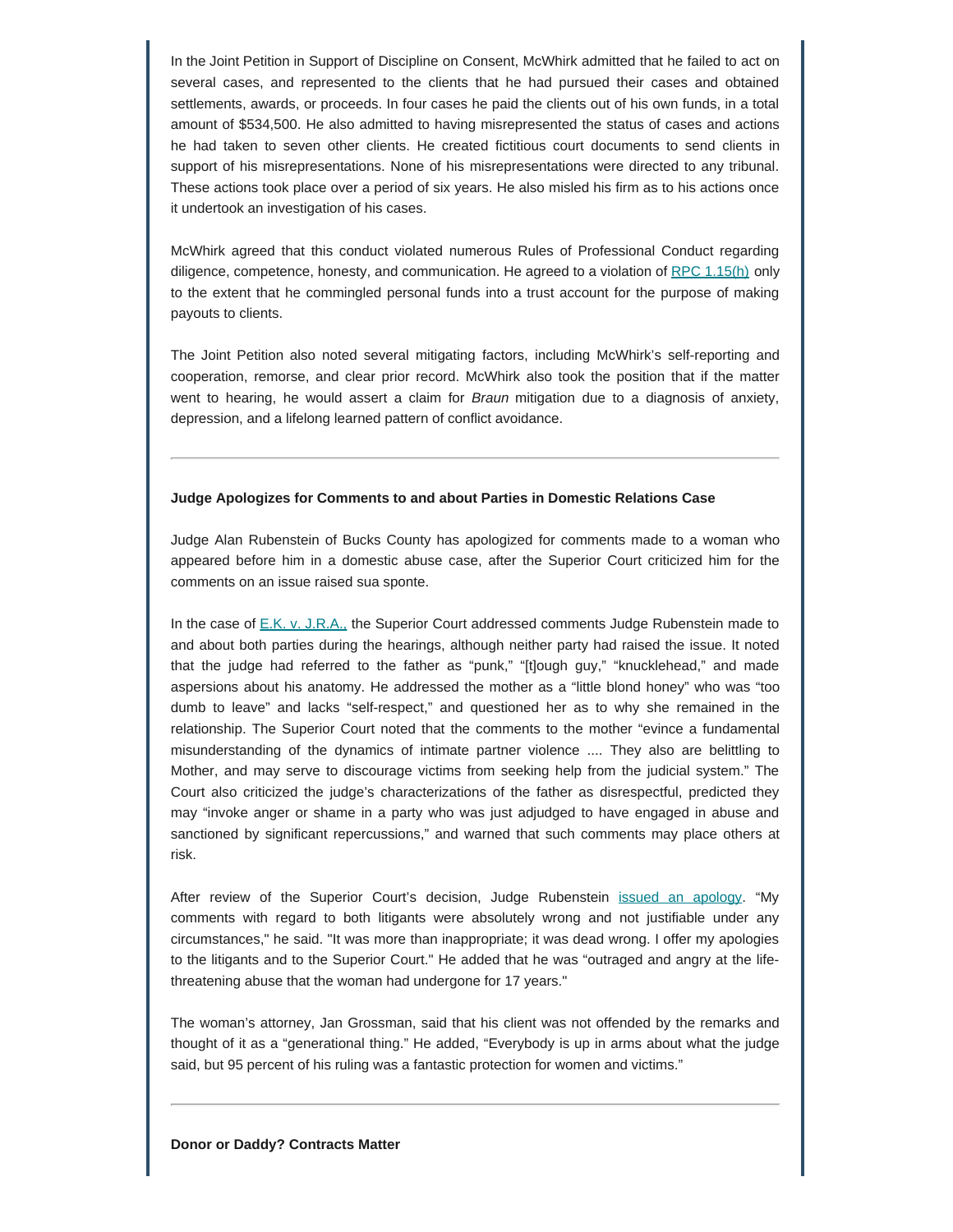In the Joint Petition in Support of Discipline on Consent, McWhirk admitted that he failed to act on several cases, and represented to the clients that he had pursued their cases and obtained settlements, awards, or proceeds. In four cases he paid the clients out of his own funds, in a total amount of $534,500. He also admitted to having misrepresented the status of cases and actions he had taken to seven other clients. He created fictitious court documents to send clients in support of his misrepresentations. None of his misrepresentations were directed to any tribunal. These actions took place over a period of six years. He also misled his firm as to his actions once it undertook an investigation of his cases.

McWhirk agreed that this conduct violated numerous Rules of Professional Conduct regarding diligence, competence, honesty, and communication. He agreed to a violation of RPC 1.15(h) only to the extent that he commingled personal funds into a trust account for the purpose of making payouts to clients.

The Joint Petition also noted several mitigating factors, including McWhirk's self-reporting and cooperation, remorse, and clear prior record. McWhirk also took the position that if the matter went to hearing, he would assert a claim for *Braun* mitigation due to a diagnosis of anxiety, depression, and a lifelong learned pattern of conflict avoidance.

---

**Judge Apologizes for Comments to and about Parties in Domestic Relations Case**

Judge Alan Rubenstein of Bucks County has apologized for comments made to a woman who appeared before him in a domestic abuse case, after the Superior Court criticized him for the comments on an issue raised sua sponte.

In the case of E.K. v. J.R.A., the Superior Court addressed comments Judge Rubenstein made to and about both parties during the hearings, although neither party had raised the issue. It noted that the judge had referred to the father as "punk," "[t]ough guy," "knucklehead," and made aspersions about his anatomy. He addressed the mother as a "little blond honey" who was "too dumb to leave" and lacks "self-respect," and questioned her as to why she remained in the relationship. The Superior Court noted that the comments to the mother "evince a fundamental misunderstanding of the dynamics of intimate partner violence .... They also are belittling to Mother, and may serve to discourage victims from seeking help from the judicial system." The Court also criticized the judge's characterizations of the father as disrespectful, predicted they may "invoke anger or shame in a party who was just adjudged to have engaged in abuse and sanctioned by significant repercussions," and warned that such comments may place others at risk.

After review of the Superior Court's decision, Judge Rubenstein issued an apology. "My comments with regard to both litigants were absolutely wrong and not justifiable under any circumstances," he said. "It was more than inappropriate; it was dead wrong. I offer my apologies to the litigants and to the Superior Court." He added that he was "outraged and angry at the life-threatening abuse that the woman had undergone for 17 years."

The woman's attorney, Jan Grossman, said that his client was not offended by the remarks and thought of it as a "generational thing." He added, "Everybody is up in arms about what the judge said, but 95 percent of his ruling was a fantastic protection for women and victims."

---

**Donor or Daddy? Contracts Matter**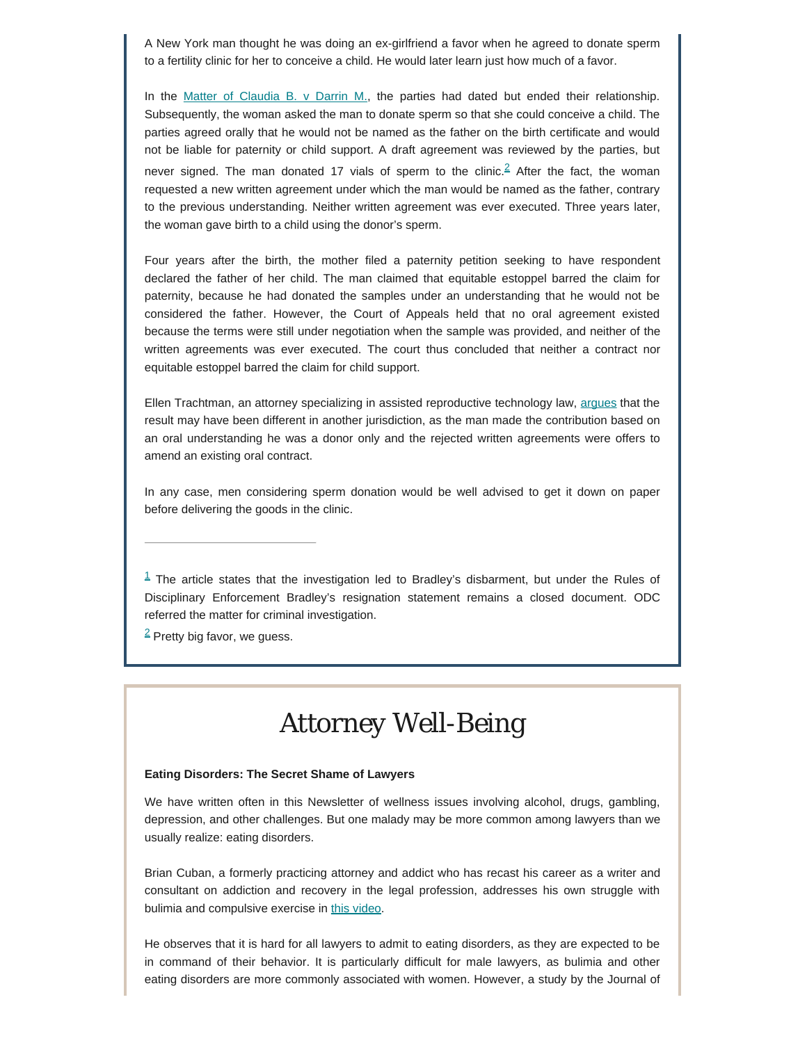A New York man thought he was doing an ex-girlfriend a favor when he agreed to donate sperm to a fertility clinic for her to conceive a child. He would later learn just how much of a favor.

In the Matter of Claudia B. v Darrin M., the parties had dated but ended their relationship. Subsequently, the woman asked the man to donate sperm so that she could conceive a child. The parties agreed orally that he would not be named as the father on the birth certificate and would not be liable for paternity or child support. A draft agreement was reviewed by the parties, but never signed. The man donated 17 vials of sperm to the clinic.[2] After the fact, the woman requested a new written agreement under which the man would be named as the father, contrary to the previous understanding. Neither written agreement was ever executed. Three years later, the woman gave birth to a child using the donor's sperm.

Four years after the birth, the mother filed a paternity petition seeking to have respondent declared the father of her child. The man claimed that equitable estoppel barred the claim for paternity, because he had donated the samples under an understanding that he would not be considered the father. However, the Court of Appeals held that no oral agreement existed because the terms were still under negotiation when the sample was provided, and neither of the written agreements was ever executed. The court thus concluded that neither a contract nor equitable estoppel barred the claim for child support.

Ellen Trachtman, an attorney specializing in assisted reproductive technology law, argues that the result may have been different in another jurisdiction, as the man made the contribution based on an oral understanding he was a donor only and the rejected written agreements were offers to amend an existing oral contract.

In any case, men considering sperm donation would be well advised to get it down on paper before delivering the goods in the clinic.

---

[1] The article states that the investigation led to Bradley's disbarment, but under the Rules of Disciplinary Enforcement Bradley's resignation statement remains a closed document. ODC referred the matter for criminal investigation.

[2] Pretty big favor, we guess.

# Attorney Well-Being

**Eating Disorders: The Secret Shame of Lawyers**

We have written often in this Newsletter of wellness issues involving alcohol, drugs, gambling, depression, and other challenges. But one malady may be more common among lawyers than we usually realize: eating disorders.

Brian Cuban, a formerly practicing attorney and addict who has recast his career as a writer and consultant on addiction and recovery in the legal profession, addresses his own struggle with bulimia and compulsive exercise in this video.

He observes that it is hard for all lawyers to admit to eating disorders, as they are expected to be in command of their behavior. It is particularly difficult for male lawyers, as bulimia and other eating disorders are more commonly associated with women. However, a study by the Journal of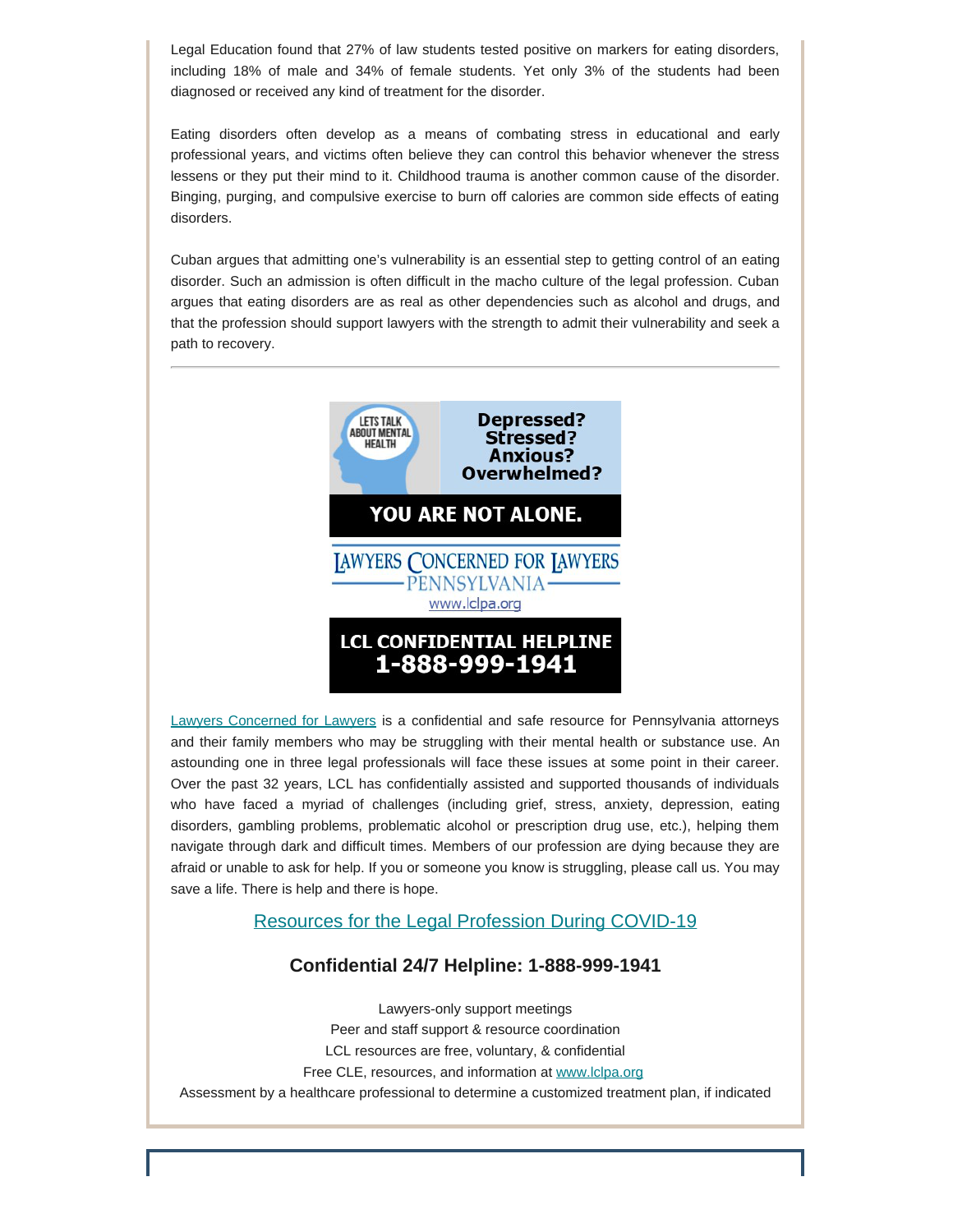Legal Education found that 27% of law students tested positive on markers for eating disorders, including 18% of male and 34% of female students. Yet only 3% of the students had been diagnosed or received any kind of treatment for the disorder.

Eating disorders often develop as a means of combating stress in educational and early professional years, and victims often believe they can control this behavior whenever the stress lessens or they put their mind to it. Childhood trauma is another common cause of the disorder. Binging, purging, and compulsive exercise to burn off calories are common side effects of eating disorders.

Cuban argues that admitting one's vulnerability is an essential step to getting control of an eating disorder. Such an admission is often difficult in the macho culture of the legal profession. Cuban argues that eating disorders are as real as other dependencies such as alcohol and drugs, and that the profession should support lawyers with the strength to admit their vulnerability and seek a path to recovery.

---

LETS TALK ABOUT MENTAL HEALTH

**Depressed? Stressed? Anxious? Overwhelmed?**

**YOU ARE NOT ALONE.**

LAWYERS CONCERNED FOR LAWYERS PENNSYLVANIA

www.lclpa.org

**LCL CONFIDENTIAL HELPLINE 1-888-999-1941**

Lawyers Concerned for Lawyers is a confidential and safe resource for Pennsylvania attorneys and their family members who may be struggling with their mental health or substance use. An astounding one in three legal professionals will face these issues at some point in their career. Over the past 32 years, LCL has confidentially assisted and supported thousands of individuals who have faced a myriad of challenges (including grief, stress, anxiety, depression, eating disorders, gambling problems, problematic alcohol or prescription drug use, etc.), helping them navigate through dark and difficult times. Members of our profession are dying because they are afraid or unable to ask for help. If you or someone you know is struggling, please call us. You may save a life. There is help and there is hope.

Resources for the Legal Profession During COVID-19

### Confidential 24/7 Helpline: 1-888-999-1941

Lawyers-only support meetings
Peer and staff support & resource coordination
LCL resources are free, voluntary, & confidential
Free CLE, resources, and information at www.lclpa.org
Assessment by a healthcare professional to determine a customized treatment plan, if indicated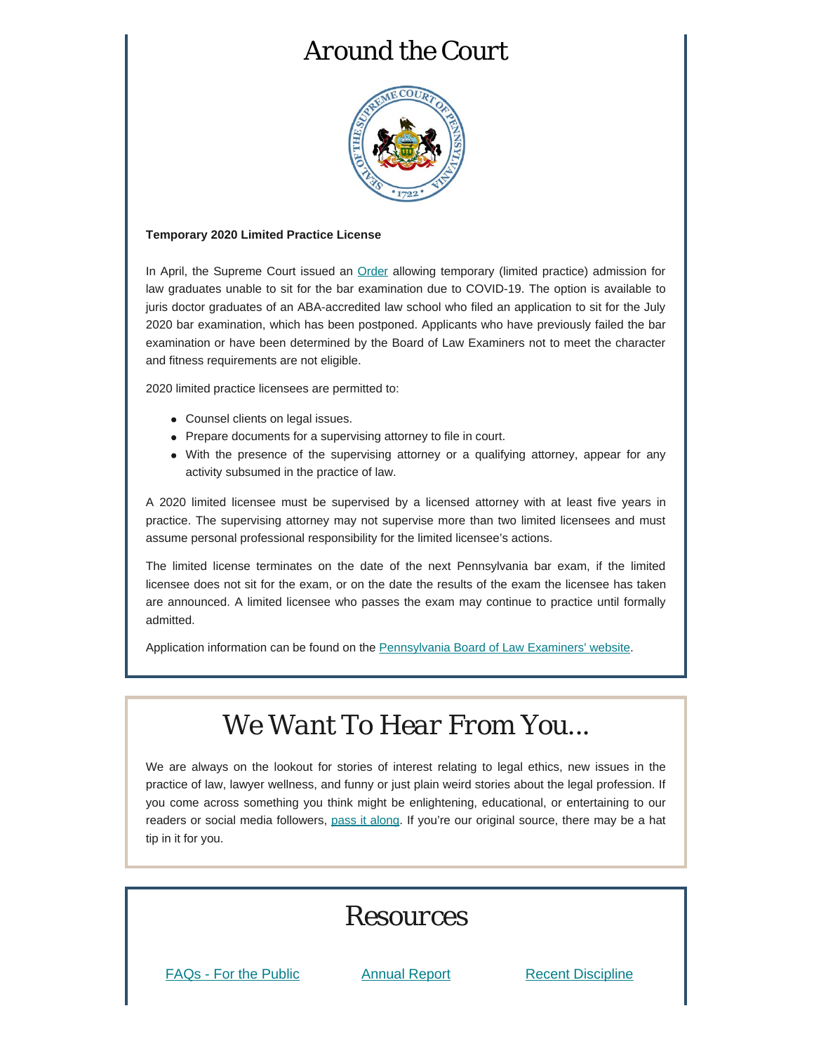# Around the Court

**Temporary 2020 Limited Practice License**

In April, the Supreme Court issued an Order allowing temporary (limited practice) admission for law graduates unable to sit for the bar examination due to COVID-19. The option is available to juris doctor graduates of an ABA-accredited law school who filed an application to sit for the July 2020 bar examination, which has been postponed. Applicants who have previously failed the bar examination or have been determined by the Board of Law Examiners not to meet the character and fitness requirements are not eligible.

2020 limited practice licensees are permitted to:

- Counsel clients on legal issues.
- Prepare documents for a supervising attorney to file in court.
- With the presence of the supervising attorney or a qualifying attorney, appear for any activity subsumed in the practice of law.

A 2020 limited licensee must be supervised by a licensed attorney with at least five years in practice. The supervising attorney may not supervise more than two limited licensees and must assume personal professional responsibility for the limited licensee's actions.

The limited license terminates on the date of the next Pennsylvania bar exam, if the limited licensee does not sit for the exam, or on the date the results of the exam the licensee has taken are announced. A limited licensee who passes the exam may continue to practice until formally admitted.

Application information can be found on the Pennsylvania Board of Law Examiners' website.

# We Want To Hear From You...

We are always on the lookout for stories of interest relating to legal ethics, new issues in the practice of law, lawyer wellness, and funny or just plain weird stories about the legal profession. If you come across something you think might be enlightening, educational, or entertaining to our readers or social media followers, pass it along. If you're our original source, there may be a hat tip in it for you.

# Resources

FAQs - For the Public | Annual Report | Recent Discipline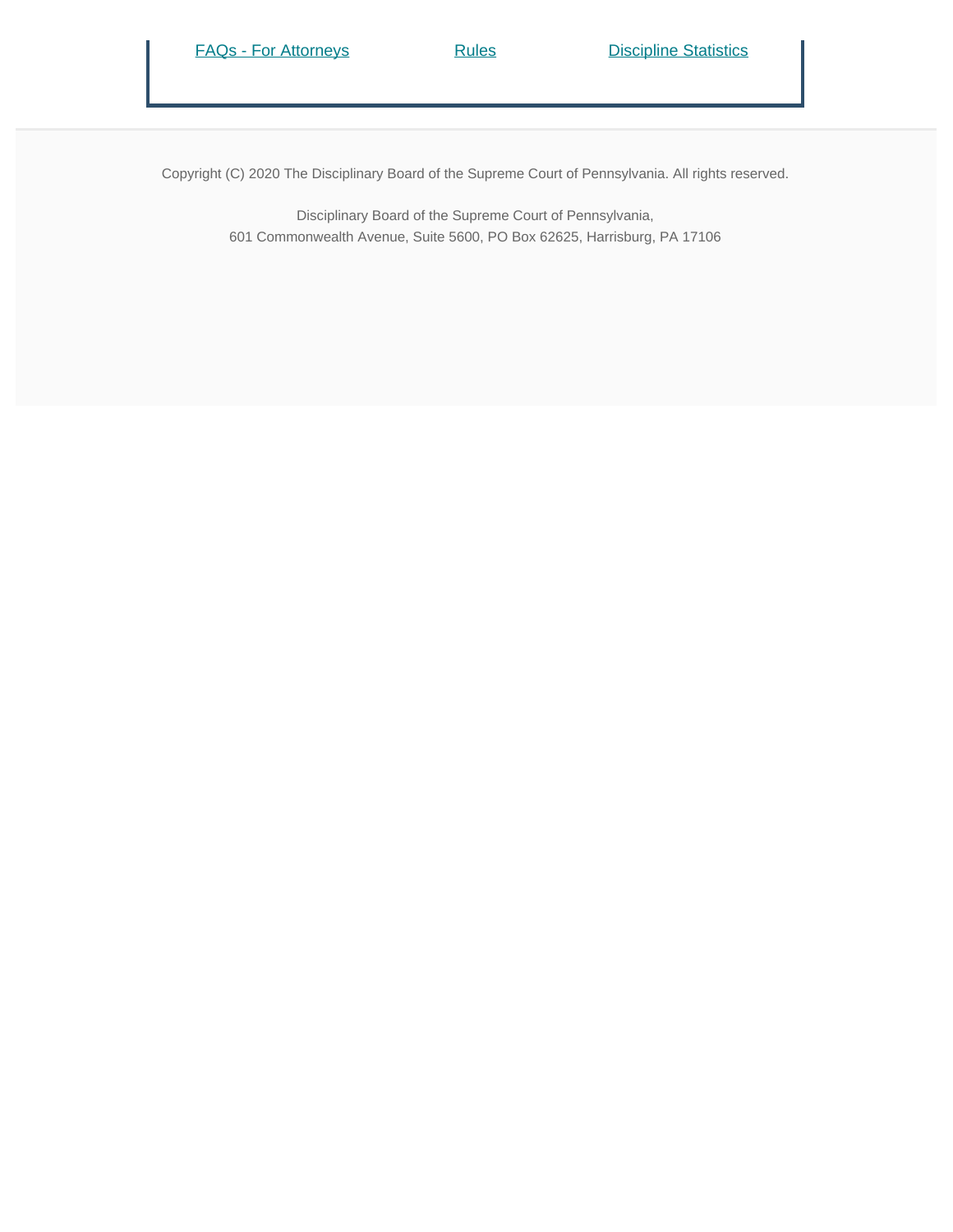[FAQs - For Attorneys] [Rules] [Discipline Statistics]

Copyright (C) 2020 The Disciplinary Board of the Supreme Court of Pennsylvania. All rights reserved.

Disciplinary Board of the Supreme Court of Pennsylvania,
601 Commonwealth Avenue, Suite 5600, PO Box 62625, Harrisburg, PA 17106